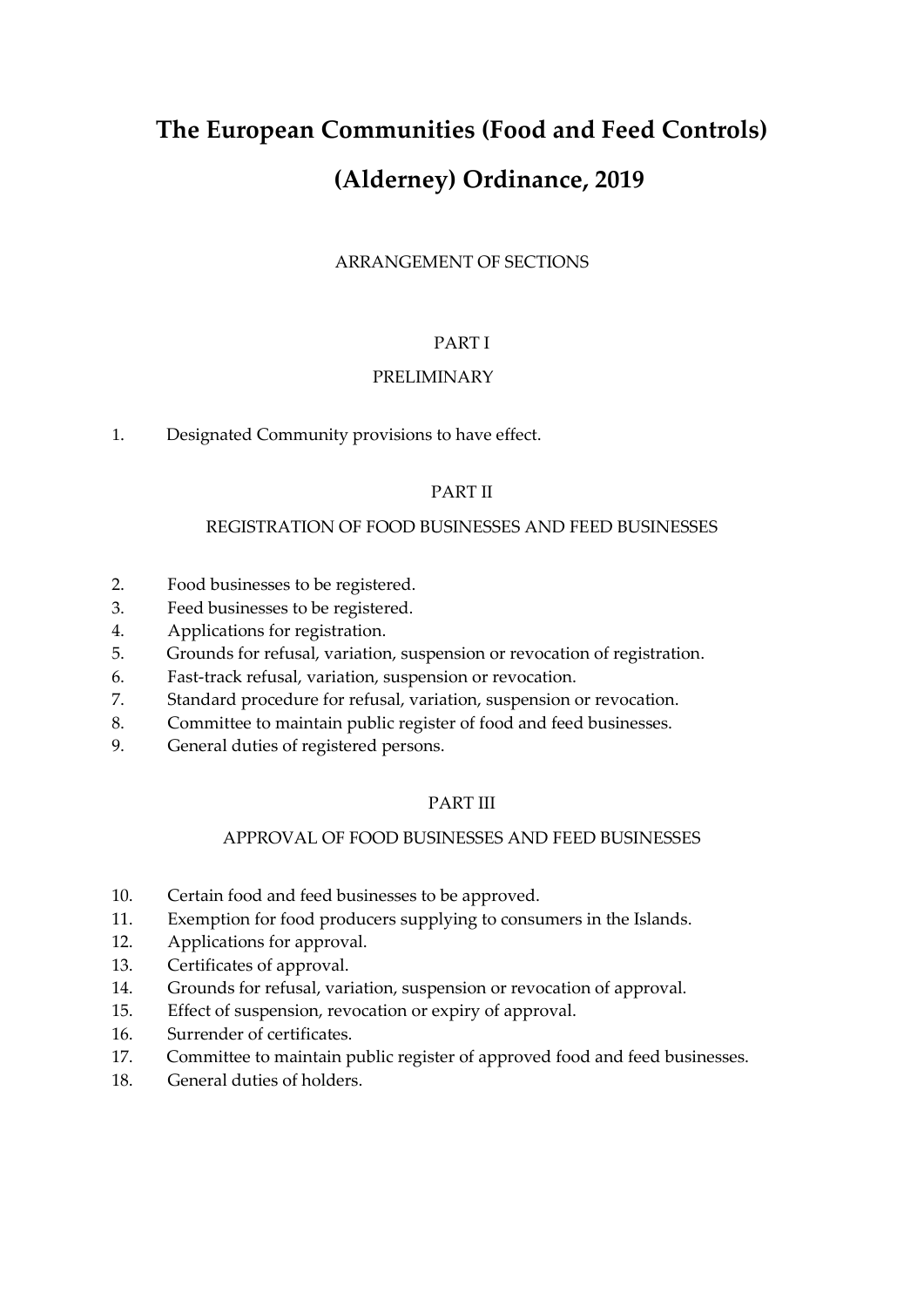# The European Communities (Food and Feed Controls) (Alderney) Ordinance, 2019

ARRANGEMENT OF SECTIONS

PART I

PRELIMINARY

1. Designated Community provisions to have effect.

PART II

REGISTRATION OF FOOD BUSINESSES AND FEED BUSINESSES

2. Food businesses to be registered.
3. Feed businesses to be registered.
4. Applications for registration.
5. Grounds for refusal, variation, suspension or revocation of registration.
6. Fast-track refusal, variation, suspension or revocation.
7. Standard procedure for refusal, variation, suspension or revocation.
8. Committee to maintain public register of food and feed businesses.
9. General duties of registered persons.

PART III

APPROVAL OF FOOD BUSINESSES AND FEED BUSINESSES

10. Certain food and feed businesses to be approved.
11. Exemption for food producers supplying to consumers in the Islands.
12. Applications for approval.
13. Certificates of approval.
14. Grounds for refusal, variation, suspension or revocation of approval.
15. Effect of suspension, revocation or expiry of approval.
16. Surrender of certificates.
17. Committee to maintain public register of approved food and feed businesses.
18. General duties of holders.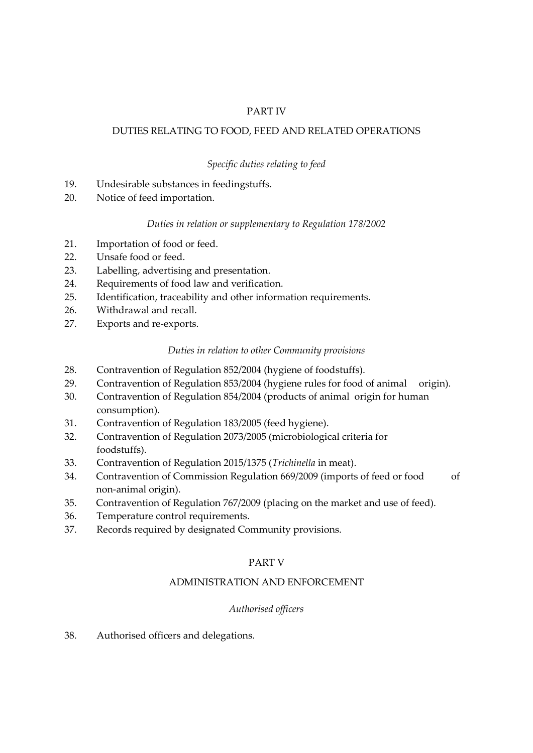## PART IV

## DUTIES RELATING TO FOOD, FEED AND RELATED OPERATIONS

*Specific duties relating to feed*

19. Undesirable substances in feedingstuffs.
20. Notice of feed importation.

*Duties in relation or supplementary to Regulation 178/2002*

21. Importation of food or feed.
22. Unsafe food or feed.
23. Labelling, advertising and presentation.
24. Requirements of food law and verification.
25. Identification, traceability and other information requirements.
26. Withdrawal and recall.
27. Exports and re-exports.

*Duties in relation to other Community provisions*

28. Contravention of Regulation 852/2004 (hygiene of foodstuffs).
29. Contravention of Regulation 853/2004 (hygiene rules for food of animal origin).
30. Contravention of Regulation 854/2004 (products of animal origin for human consumption).
31. Contravention of Regulation 183/2005 (feed hygiene).
32. Contravention of Regulation 2073/2005 (microbiological criteria for foodstuffs).
33. Contravention of Regulation 2015/1375 (*Trichinella* in meat).
34. Contravention of Commission Regulation 669/2009 (imports of feed or food of non-animal origin).
35. Contravention of Regulation 767/2009 (placing on the market and use of feed).
36. Temperature control requirements.
37. Records required by designated Community provisions.

## PART V

## ADMINISTRATION AND ENFORCEMENT

*Authorised officers*

38. Authorised officers and delegations.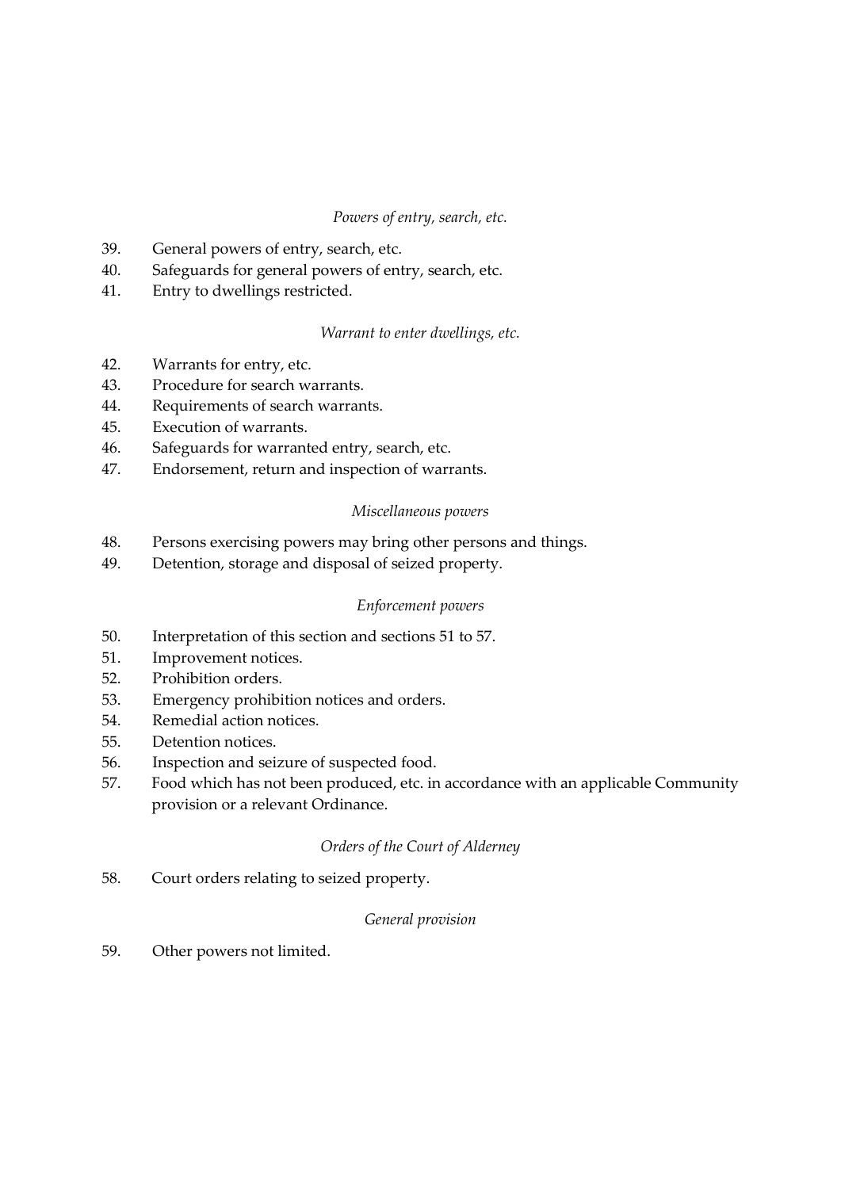*Powers of entry, search, etc.*

39. General powers of entry, search, etc.
40. Safeguards for general powers of entry, search, etc.
41. Entry to dwellings restricted.

*Warrant to enter dwellings, etc.*

42. Warrants for entry, etc.
43. Procedure for search warrants.
44. Requirements of search warrants.
45. Execution of warrants.
46. Safeguards for warranted entry, search, etc.
47. Endorsement, return and inspection of warrants.

*Miscellaneous powers*

48. Persons exercising powers may bring other persons and things.
49. Detention, storage and disposal of seized property.

*Enforcement powers*

50. Interpretation of this section and sections 51 to 57.
51. Improvement notices.
52. Prohibition orders.
53. Emergency prohibition notices and orders.
54. Remedial action notices.
55. Detention notices.
56. Inspection and seizure of suspected food.
57. Food which has not been produced, etc. in accordance with an applicable Community provision or a relevant Ordinance.

*Orders of the Court of Alderney*

58. Court orders relating to seized property.

*General provision*

59. Other powers not limited.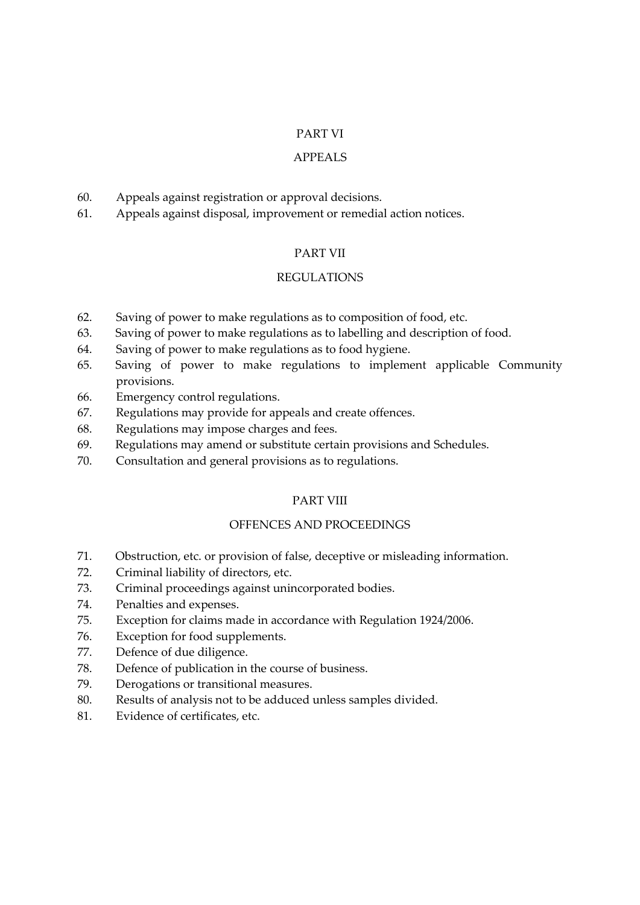## PART VI

## APPEALS

60. Appeals against registration or approval decisions.
61. Appeals against disposal, improvement or remedial action notices.

## PART VII

## REGULATIONS

62. Saving of power to make regulations as to composition of food, etc.
63. Saving of power to make regulations as to labelling and description of food.
64. Saving of power to make regulations as to food hygiene.
65. Saving of power to make regulations to implement applicable Community provisions.
66. Emergency control regulations.
67. Regulations may provide for appeals and create offences.
68. Regulations may impose charges and fees.
69. Regulations may amend or substitute certain provisions and Schedules.
70. Consultation and general provisions as to regulations.

## PART VIII

## OFFENCES AND PROCEEDINGS

71. Obstruction, etc. or provision of false, deceptive or misleading information.
72. Criminal liability of directors, etc.
73. Criminal proceedings against unincorporated bodies.
74. Penalties and expenses.
75. Exception for claims made in accordance with Regulation 1924/2006.
76. Exception for food supplements.
77. Defence of due diligence.
78. Defence of publication in the course of business.
79. Derogations or transitional measures.
80. Results of analysis not to be adduced unless samples divided.
81. Evidence of certificates, etc.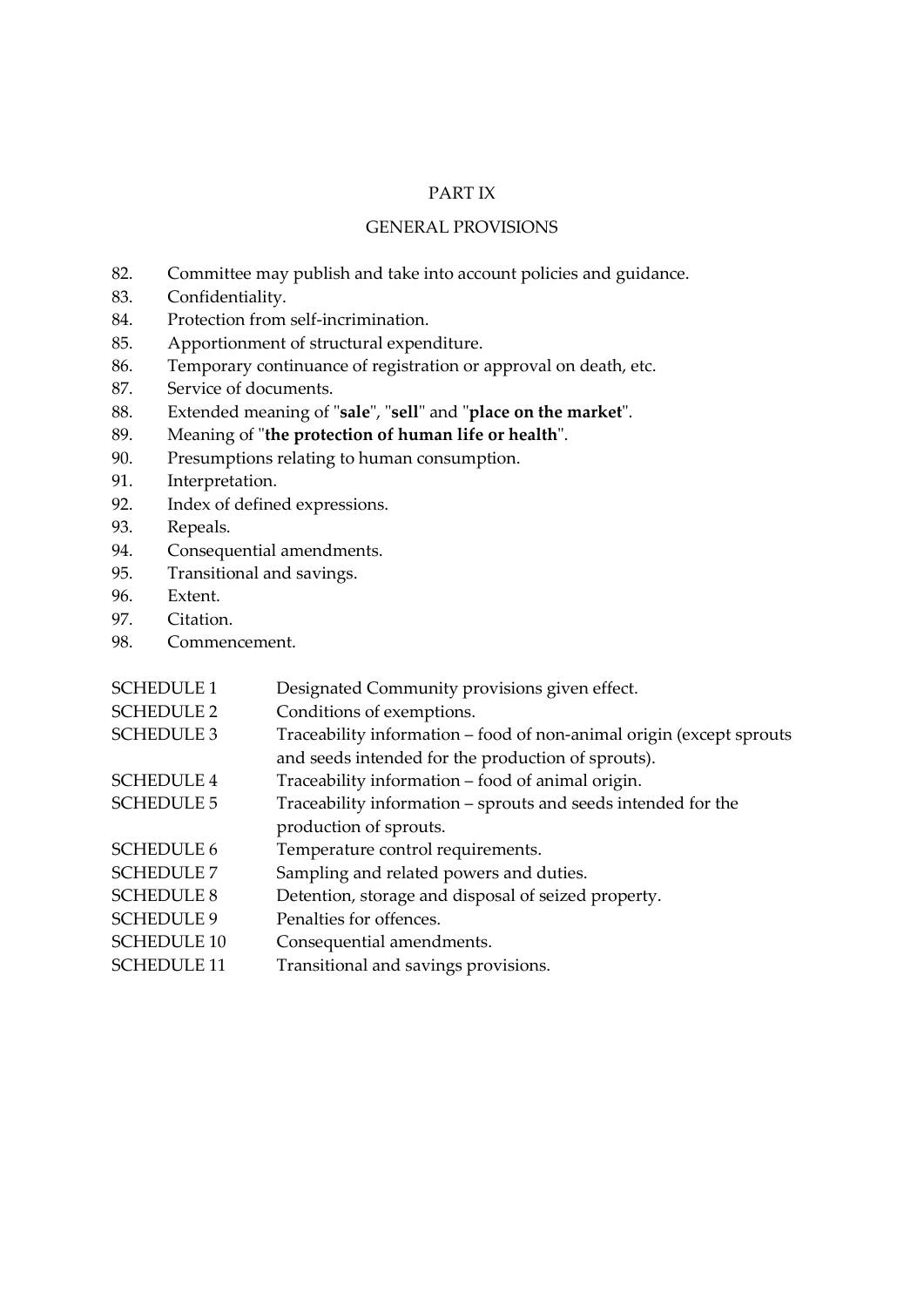PART IX

GENERAL PROVISIONS

82. Committee may publish and take into account policies and guidance.
83. Confidentiality.
84. Protection from self-incrimination.
85. Apportionment of structural expenditure.
86. Temporary continuance of registration or approval on death, etc.
87. Service of documents.
88. Extended meaning of "**sale**", "**sell**" and "**place on the market**".
89. Meaning of "**the protection of human life or health**".
90. Presumptions relating to human consumption.
91. Interpretation.
92. Index of defined expressions.
93. Repeals.
94. Consequential amendments.
95. Transitional and savings.
96. Extent.
97. Citation.
98. Commencement.

| | |
|---|---|
| SCHEDULE 1 | Designated Community provisions given effect. |
| SCHEDULE 2 | Conditions of exemptions. |
| SCHEDULE 3 | Traceability information – food of non-animal origin (except sprouts and seeds intended for the production of sprouts). |
| SCHEDULE 4 | Traceability information – food of animal origin. |
| SCHEDULE 5 | Traceability information – sprouts and seeds intended for the production of sprouts. |
| SCHEDULE 6 | Temperature control requirements. |
| SCHEDULE 7 | Sampling and related powers and duties. |
| SCHEDULE 8 | Detention, storage and disposal of seized property. |
| SCHEDULE 9 | Penalties for offences. |
| SCHEDULE 10 | Consequential amendments. |
| SCHEDULE 11 | Transitional and savings provisions. |